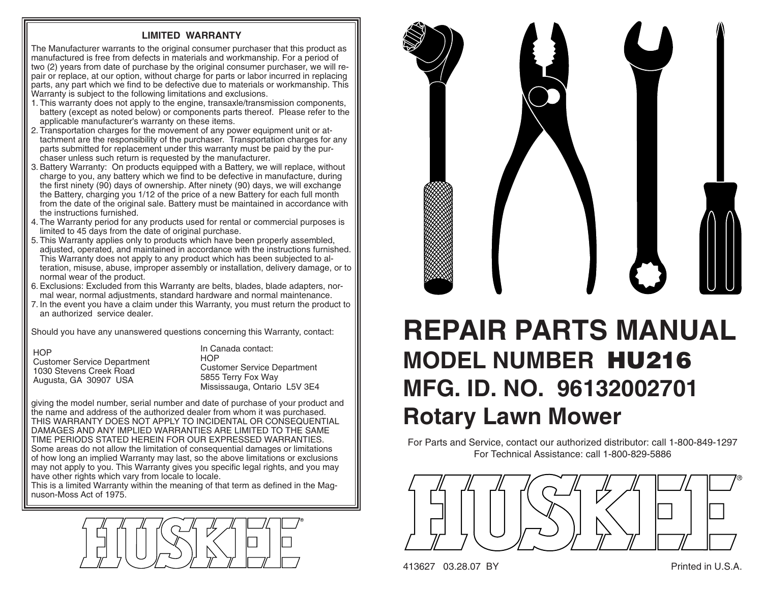## LIMITED WARRANTY

The Manufacturer warrants to the original consumer purchaser that this product as manufactured is free from defects in materials and workmanship. For a period of two (2) years from date of purchase by the original consumer purchaser, we will repair or replace, at our option, without charge for parts or labor incurred in replacing parts, any part which we find to be defective due to materials or workmanship. This Warranty is subject to the following limitations and exclusions.

1. This warranty does not apply to the engine, transaxle/transmission components, battery (except as noted below) or components parts thereof. Please refer to the applicable manufacturer's warranty on these items.
2. Transportation charges for the movement of any power equipment unit or attachment are the responsibility of the purchaser. Transportation charges for any parts submitted for replacement under this warranty must be paid by the purchaser unless such return is requested by the manufacturer.
3. Battery Warranty: On products equipped with a Battery, we will replace, without charge to you, any battery which we find to be defective in manufacture, during the first ninety (90) days of ownership. After ninety (90) days, we will exchange the Battery, charging you 1/12 of the price of a new Battery for each full month from the date of the original sale. Battery must be maintained in accordance with the instructions furnished.
4. The Warranty period for any products used for rental or commercial purposes is limited to 45 days from the date of original purchase.
5. This Warranty applies only to products which have been properly assembled, adjusted, operated, and maintained in accordance with the instructions furnished. This Warranty does not apply to any product which has been subjected to alteration, misuse, abuse, improper assembly or installation, delivery damage, or to normal wear of the product.
6. Exclusions: Excluded from this Warranty are belts, blades, blade adapters, normal wear, normal adjustments, standard hardware and normal maintenance.
7. In the event you have a claim under this Warranty, you must return the product to an authorized service dealer.

Should you have any unanswered questions concerning this Warranty, contact:

HOP
Customer Service Department
1030 Stevens Creek Road
Augusta, GA 30907 USA

In Canada contact:
HOP
Customer Service Department
5855 Terry Fox Way
Mississauga, Ontario L5V 3E4

giving the model number, serial number and date of purchase of your product and the name and address of the authorized dealer from whom it was purchased.

THIS WARRANTY DOES NOT APPLY TO INCIDENTAL OR CONSEQUENTIAL DAMAGES AND ANY IMPLIED WARRANTIES ARE LIMITED TO THE SAME TIME PERIODS STATED HEREIN FOR OUR EXPRESSED WARRANTIES. Some areas do not allow the limitation of consequential damages or limitations of how long an implied Warranty may last, so the above limitations or exclusions may not apply to you. This Warranty gives you specific legal rights, and you may have other rights which vary from locale to locale.

This is a limited Warranty within the meaning of that term as defined in the Magnuson-Moss Act of 1975.

HUSKEE®

# REPAIR PARTS MANUAL

## MODEL NUMBER HU216

## MFG. ID. NO. 96132002701

## Rotary Lawn Mower

For Parts and Service, contact our authorized distributor: call 1-800-849-1297
For Technical Assistance: call 1-800-829-5886

HUSKEE®

413627 03.28.07 BY

Printed in U.S.A.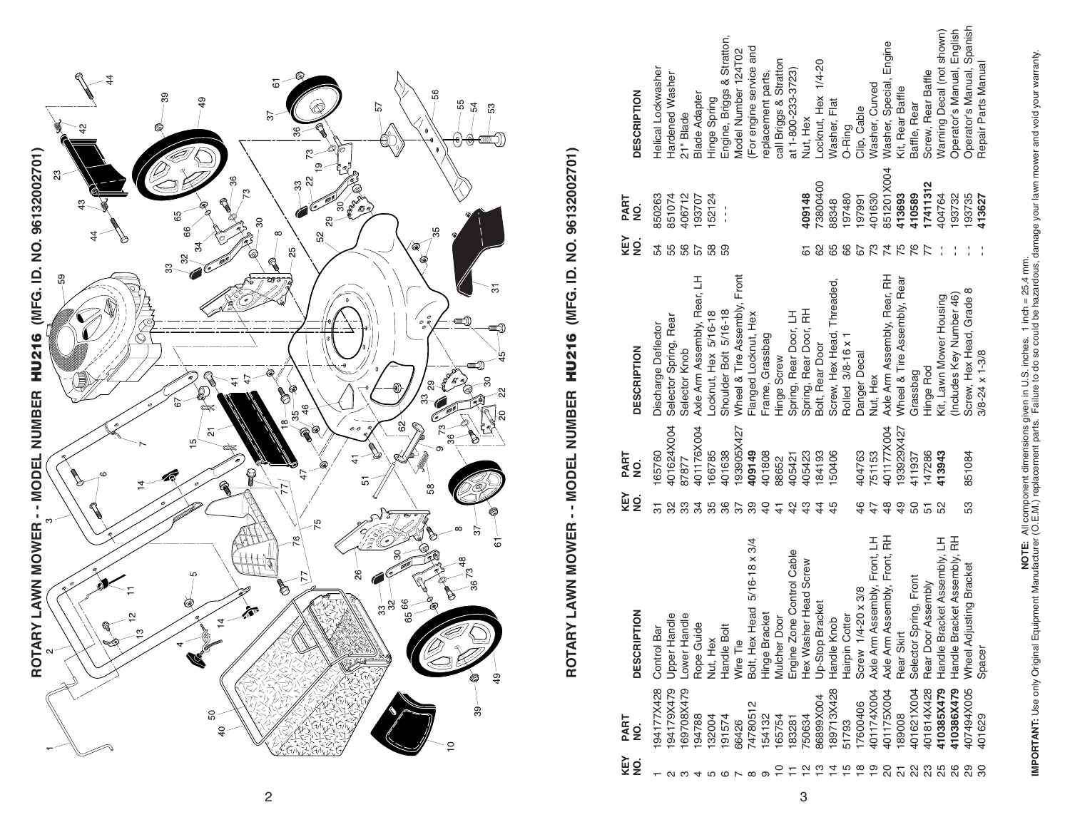# ROTARY LAWN MOWER - - MODEL NUMBER HU216 (MFG. ID. NO. 96132002701)

## ROTARY LAWN MOWER - - MODEL NUMBER HU216 (MFG. ID. NO. 96132002701)

| KEY NO. | PART NO. | DESCRIPTION | KEY NO. | PART NO. | DESCRIPTION | KEY NO. | PART NO. | DESCRIPTION |
|---|---|---|---|---|---|---|---|---|
| 1 | 194177X428 | Control Bar | 31 | 165760 | Discharge Deflector | 54 | 850263 | Helical Lockwasher |
| 2 | 194179X479 | Upper Handle | 32 | 401624X004 | Selector Spring, Rear | 55 | 851074 | Hardened Washer |
| 3 | 169708X479 | Lower Handle | 33 | 87877 | Selector Knob | 56 | 406712 | 21" Blade |
| 4 | 194788 | Rope Guide | 34 | 401176X004 | Axle Arm Assembly, Rear, LH | 57 | 193707 | Blade Adapter |
| 5 | 132004 | Nut, Hex | 35 | 166785 | Locknut, Hex 5/16-18 | 58 | 152124 | Hinge Spring |
| 6 | 191574 | Handle Bolt | 36 | 401638 | Shoulder Bolt 5/16-18 | 59 | - - - | Engine, Briggs & Stratton, |
| 7 | 66426 | Wire Tie | 37 | 193905X427 | Wheel & Tire Assembly, Front | | | Model Number 124T02 |
| 8 | 74780512 | Bolt, Hex Head 5/16-18 x 3/4 | 39 | **409149** | Flanged Locknut, Hex | | | (For engine service and |
| 9 | 154132 | Hinge Bracket | 40 | 401808 | Frame, Grassbag | | | replacement parts, |
| 10 | 165754 | Mulcher Door | 41 | 88652 | Hinge Screw | | | call Briggs & Stratton |
| 11 | 183281 | Engine Zone Control Cable | 42 | 405421 | Spring, Rear Door, LH | | | at 1-800-233-3723) |
| 12 | 750634 | Hex Washer Head Screw | 43 | 405423 | Spring, Rear Door, RH | 61 | **409148** | Nut, Hex |
| 13 | 86899X004 | Up-Stop Bracket | 44 | 184193 | Bolt, Rear Door | 62 | 73800400 | Locknut, Hex 1/4-20 |
| 14 | 189713X428 | Handle Knob | 45 | 150406 | Screw, Hex Head, Threaded, | 65 | 88348 | Washer, Flat |
| 15 | 51793 | Hairpin Cotter | | | Rolled 3/8-16 x 1 | 66 | 197480 | O-Ring |
| 18 | 17600406 | Screw 1/4-20 x 3/8 | 46 | 404763 | Danger Decal | 67 | 197991 | Clip, Cable |
| 19 | 401174X004 | Axle Arm Assembly, Front, LH | 47 | 751153 | Nut, Hex | 73 | 401630 | Washer, Curved |
| 20 | 401175X004 | Axle Arm Assembly, Front, RH | 48 | 401177X004 | Axle Arm Assembly, Rear, RH | 74 | 851201X004 | Washer, Special, Engine |
| 21 | 189008 | Rear Skirt | 49 | 193929X427 | Wheel & Tire Assembly, Rear | 75 | **413693** | Kit, Rear Baffle |
| 22 | 401621X004 | Selector Spring, Front | 50 | 411937 | Grassbag | 76 | **410589** | Baffle, Rear |
| 23 | 401814X428 | Rear Door Assembly | 51 | 147286 | Hinge Rod | 77 | **17411312** | Screw, Rear Baffle |
| 25 | **410385X479** | Handle Bracket Assembly, LH | 52 | **413943** | Kit, Lawn Mower Housing | - - | 404764 | Warning Decal (not shown) |
| 26 | **410386X479** | Handle Bracket Assembly, RH | | | (Includes Key Number 46) | - - | 193732 | Operator's Manual, English |
| 29 | 407494X005 | Wheel Adjusting Bracket | 53 | 851084 | Screw, Hex Head, Grade 8 | - - | 193735 | Operator's Manual, Spanish |
| 30 | 401629 | Spacer | | | 3/8-24 x 1-3/8 | - - | **413627** | Repair Parts Manual |

**NOTE:** All component dimensions given in U.S. inches. 1 inch = 25.4 mm.

**IMPORTANT:** Use only Original Equipment Manufacturer (O.E.M.) replacement parts. Failure to do so could be hazardous, damage your lawn mower and void your warranty.